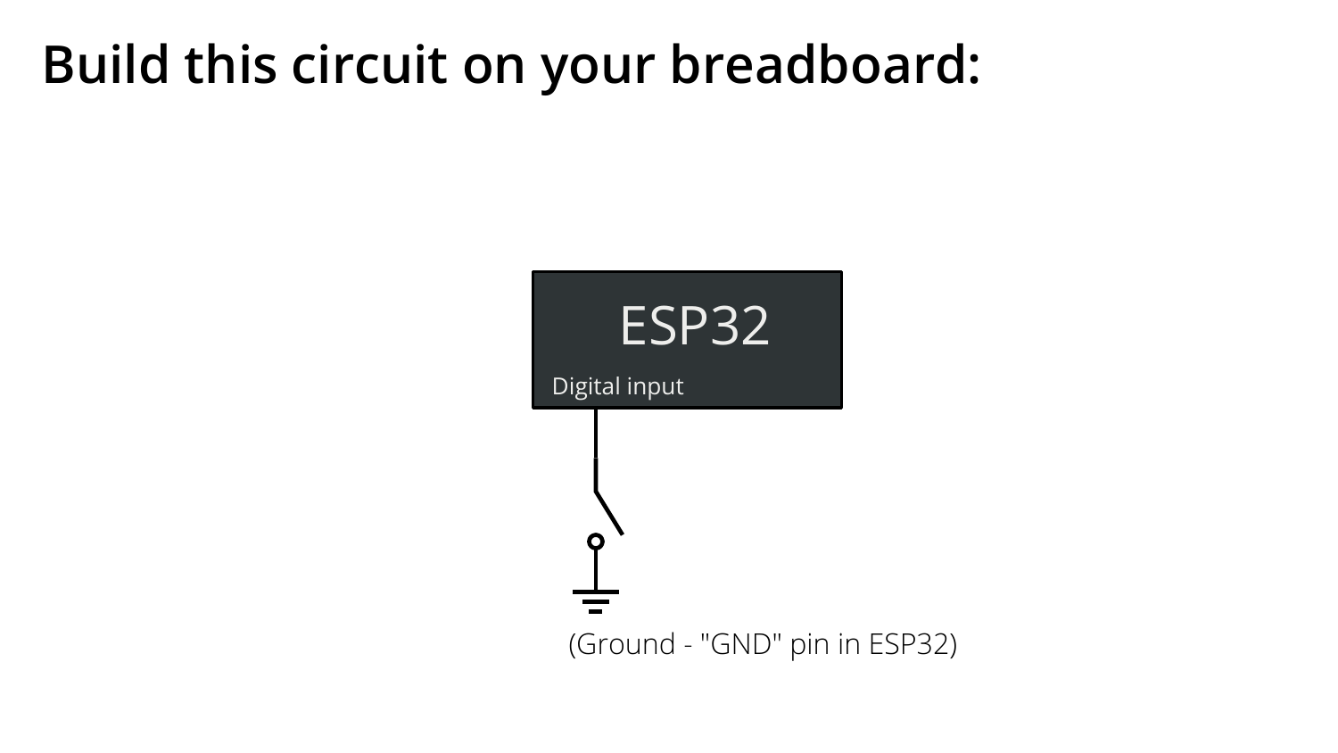# Build this circuit on your breadboard:

ESP32

Digital input

(Ground - "GND" pin in ESP32)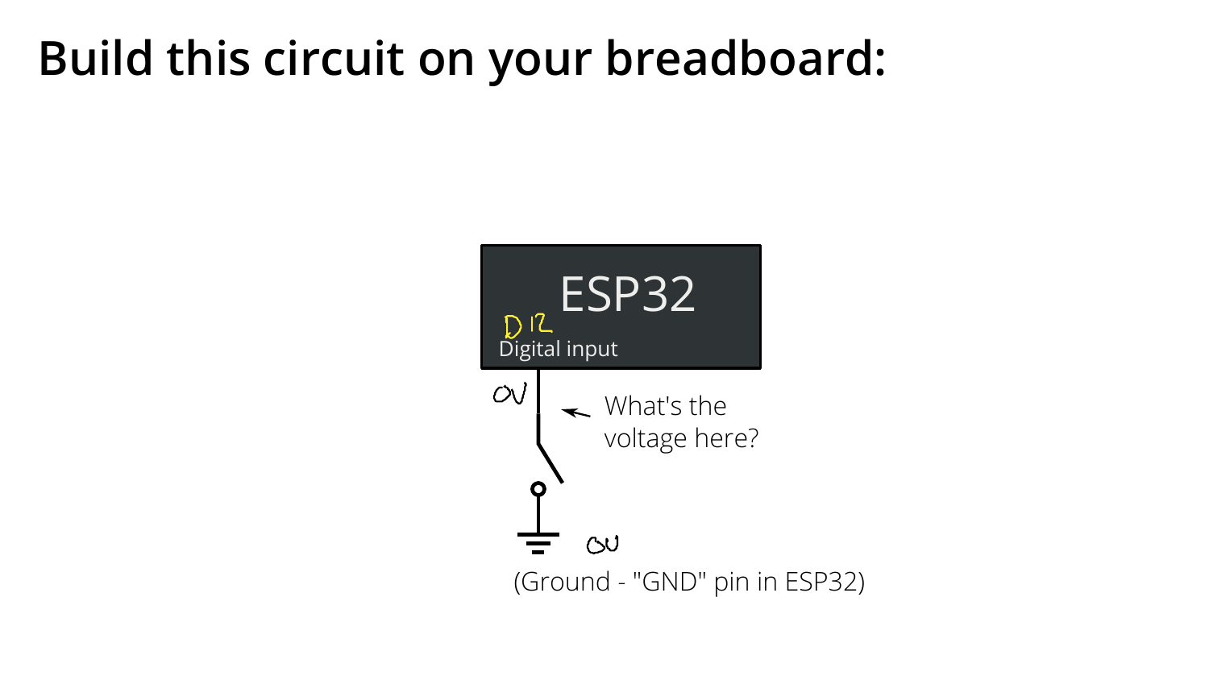# Build this circuit on your breadboard:

ESP32

D12

Digital input

0V

What's the voltage here?

0V

(Ground - "GND" pin in ESP32)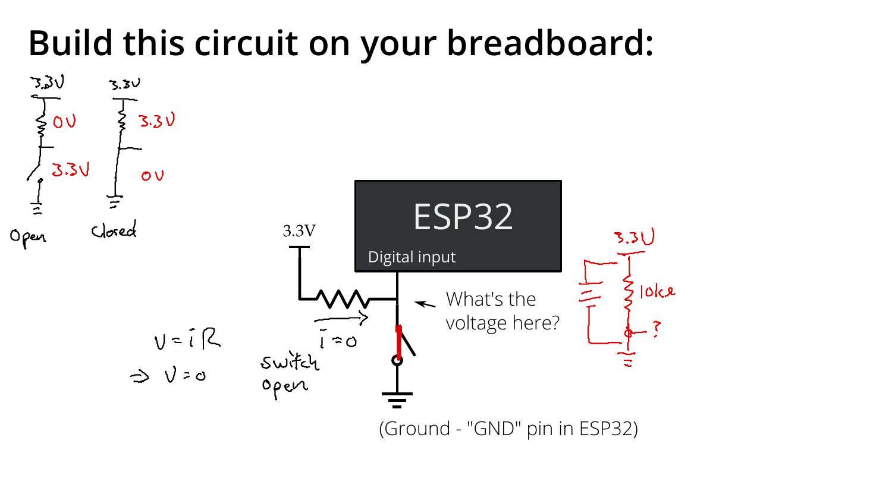# Build this circuit on your breadboard:

3.3V

0V

3.3V

Open

3.3V

3.3V

0V

Closed

3.3V

ESP32

Digital input

What's the voltage here?

$i = 0$

switch open

$V = iR$

$\Rightarrow V = 0$

(Ground - "GND" pin in ESP32)

3.3V

10kΩ

?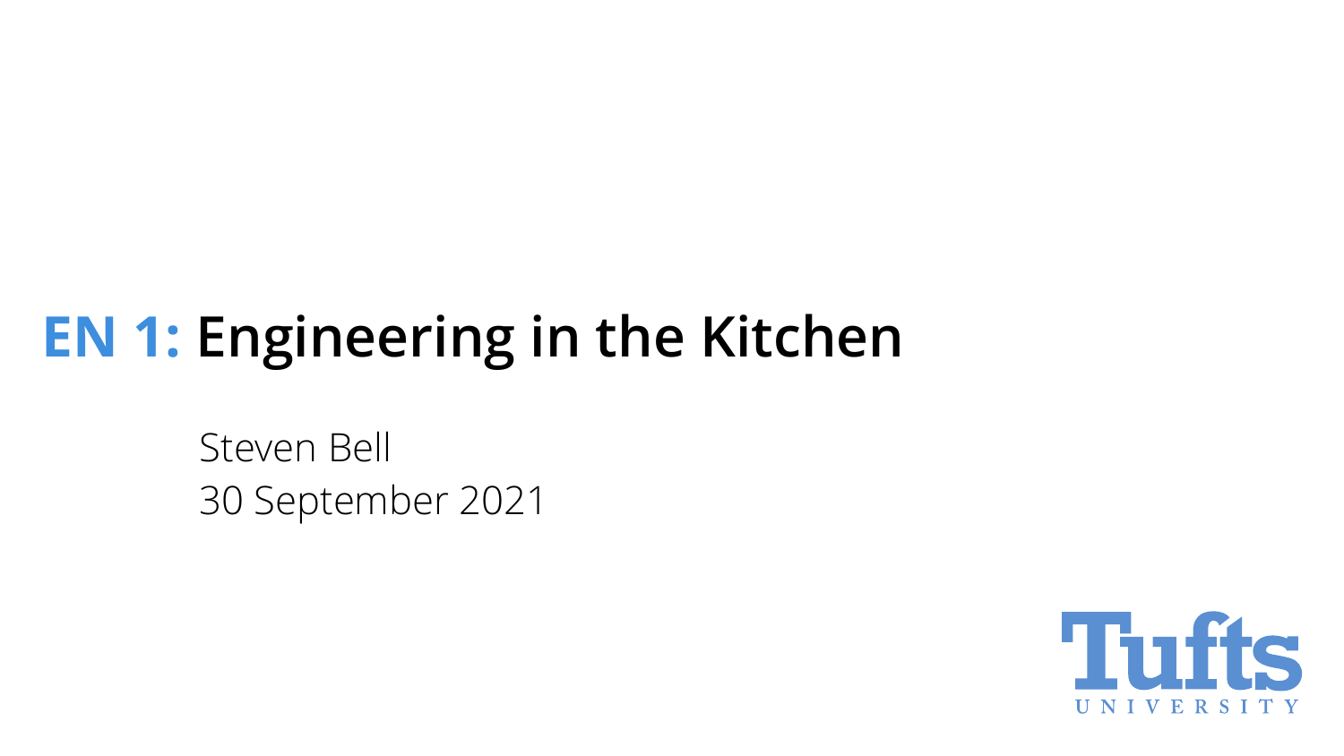# **EN 1:** Engineering in the Kitchen

Steven Bell
30 September 2021

Tufts UNIVERSITY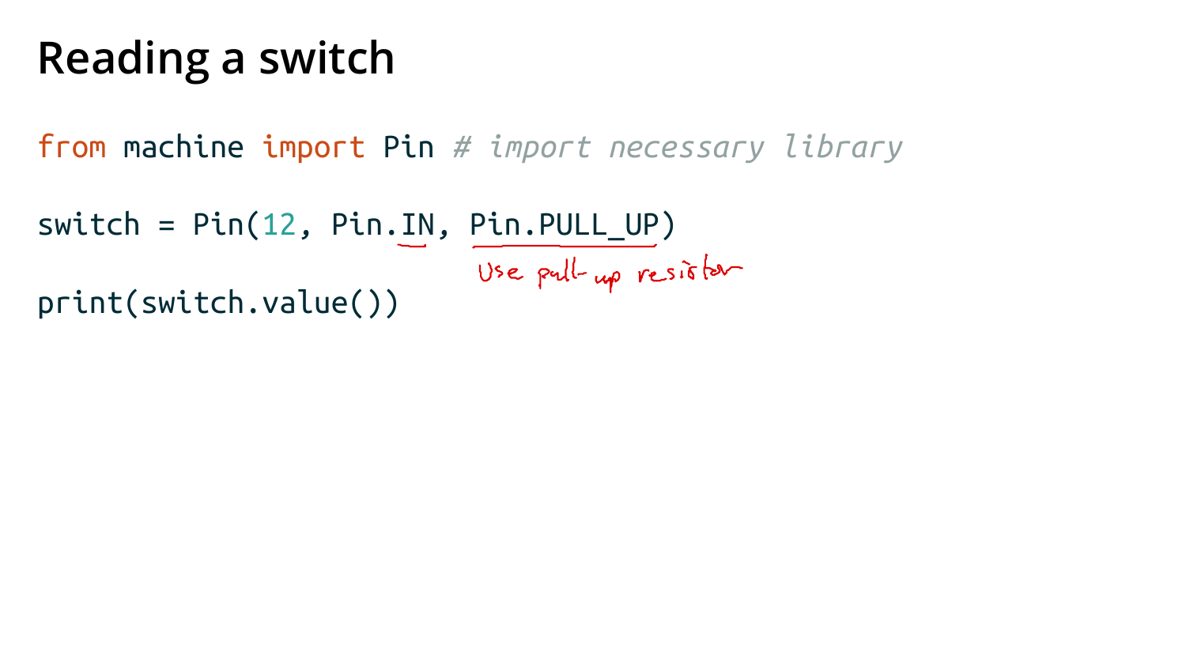# Reading a switch

```
from machine import Pin # import necessary library

switch = Pin(12, Pin.IN, Pin.PULL_UP)

print(switch.value())
```

Use pull-up resistor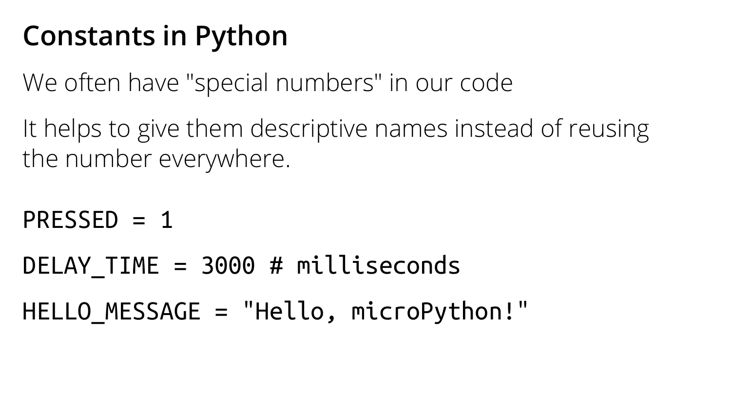# Constants in Python

We often have "special numbers" in our code

It helps to give them descriptive names instead of reusing the number everywhere.

```
PRESSED = 1

DELAY_TIME = 3000 # milliseconds

HELLO_MESSAGE = "Hello, microPython!"
```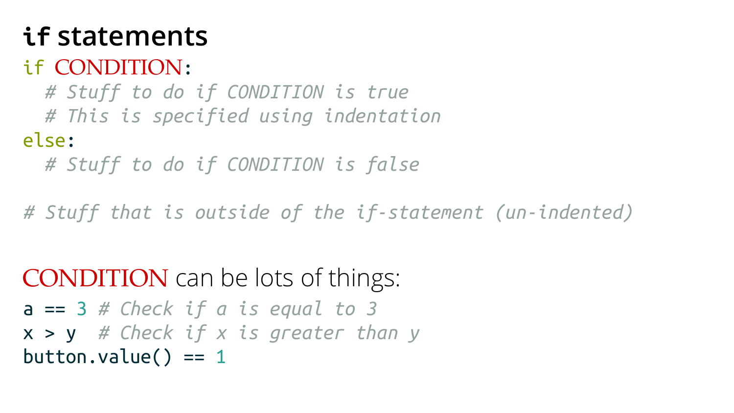# `if` statements

```
if CONDITION:
  # Stuff to do if CONDITION is true
  # This is specified using indentation
else:
  # Stuff to do if CONDITION is false

# Stuff that is outside of the if-statement (un-indented)
```

CONDITION can be lots of things:

```
a == 3 # Check if a is equal to 3
x > y  # Check if x is greater than y
button.value() == 1
```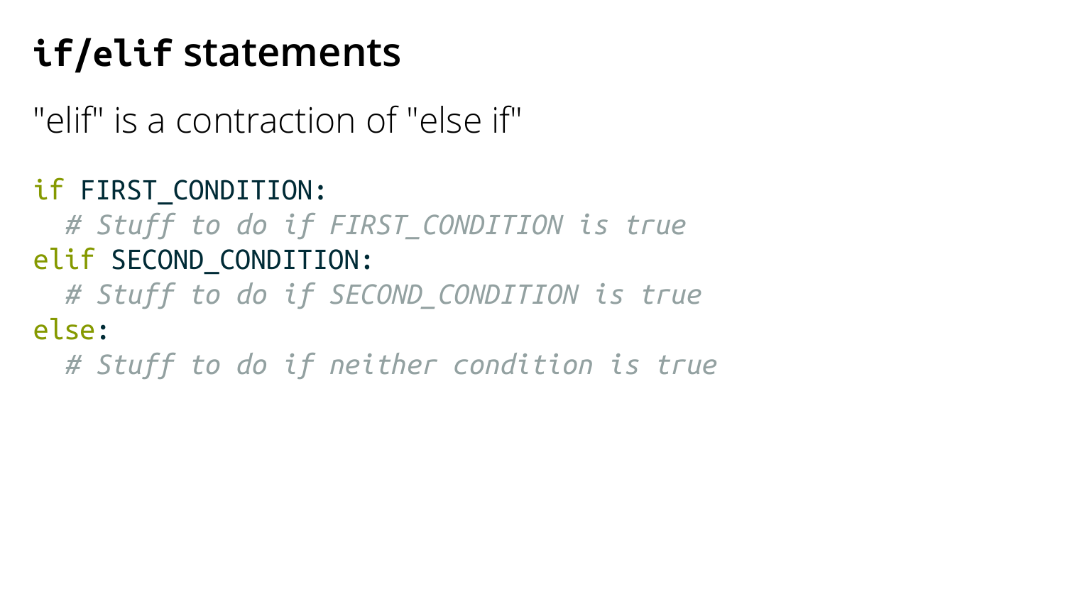# `if`/`elif` statements

"elif" is a contraction of "else if"

```
if FIRST_CONDITION:
  # Stuff to do if FIRST_CONDITION is true
elif SECOND_CONDITION:
  # Stuff to do if SECOND_CONDITION is true
else:
  # Stuff to do if neither condition is true
```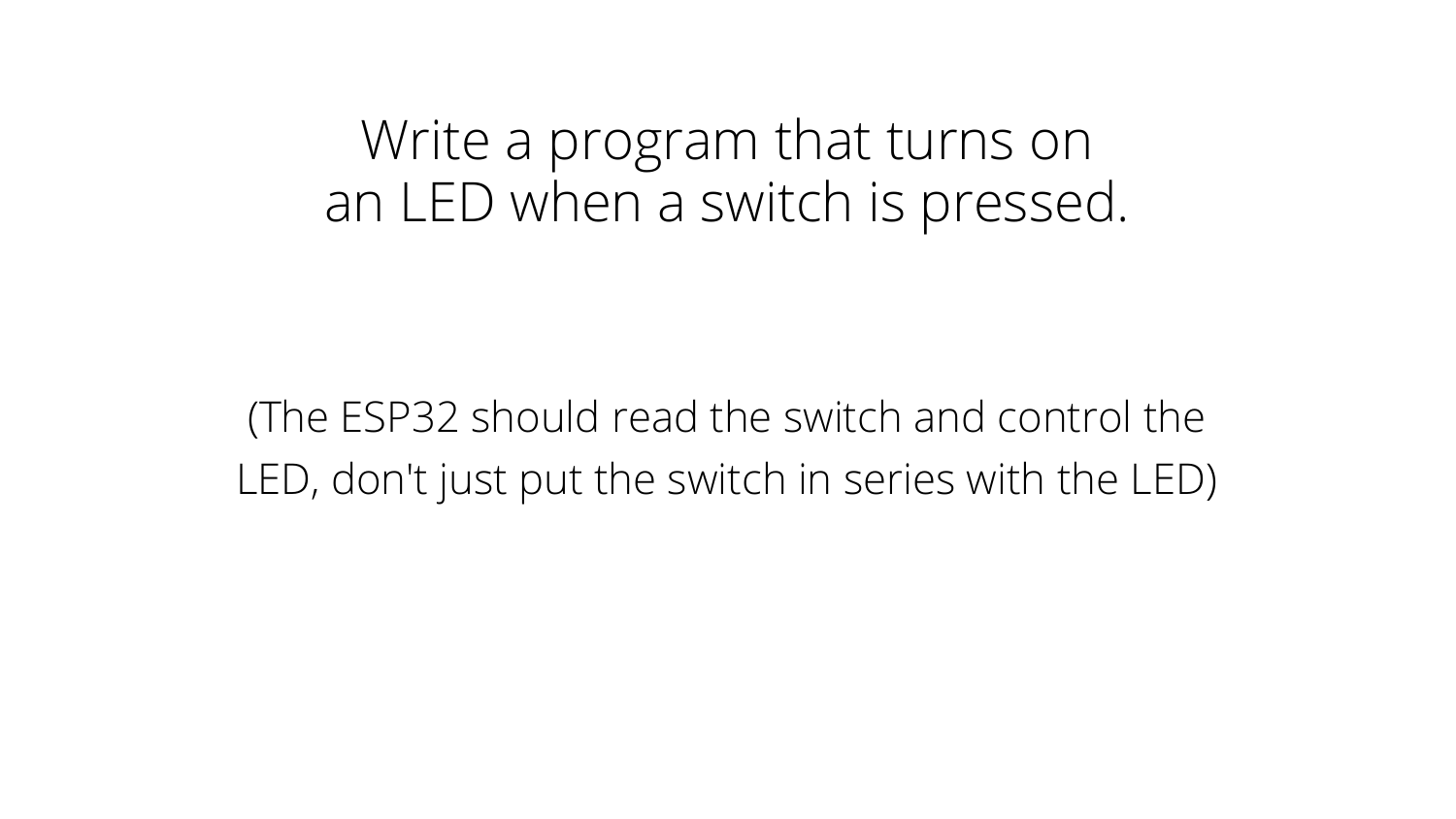Write a program that turns on an LED when a switch is pressed.

(The ESP32 should read the switch and control the LED, don't just put the switch in series with the LED)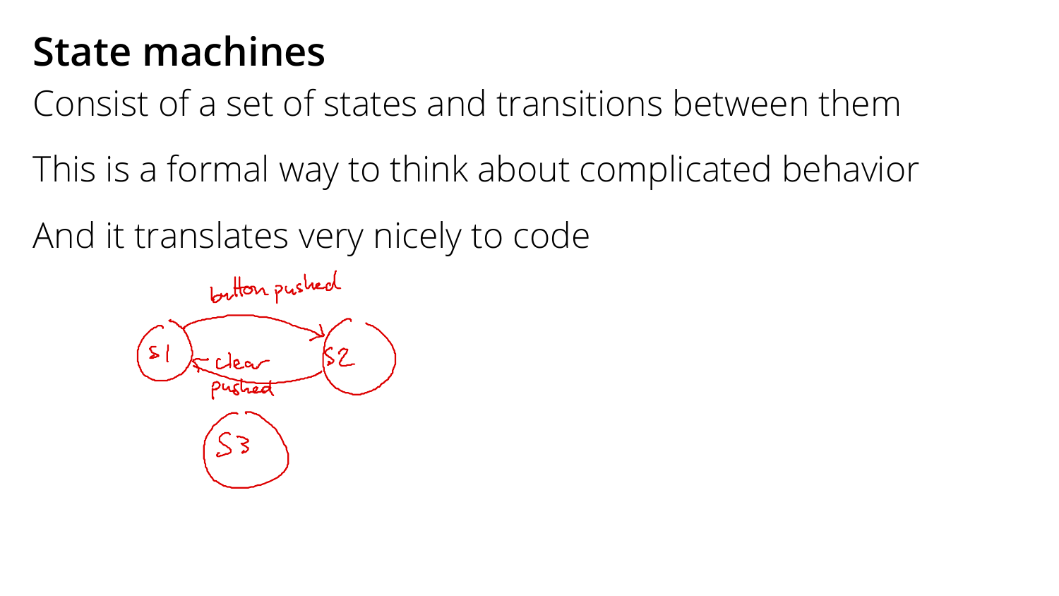# State machines

Consist of a set of states and transitions between them

This is a formal way to think about complicated behavior

And it translates very nicely to code

button pushed

S1

S2

clear pushed

S3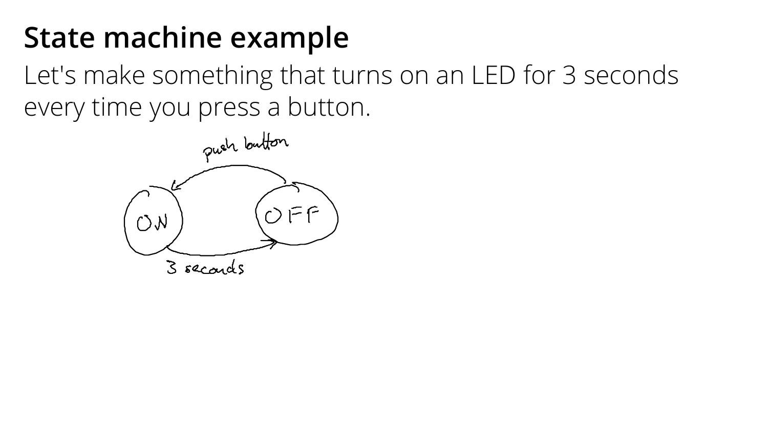# State machine example

Let's make something that turns on an LED for 3 seconds every time you press a button.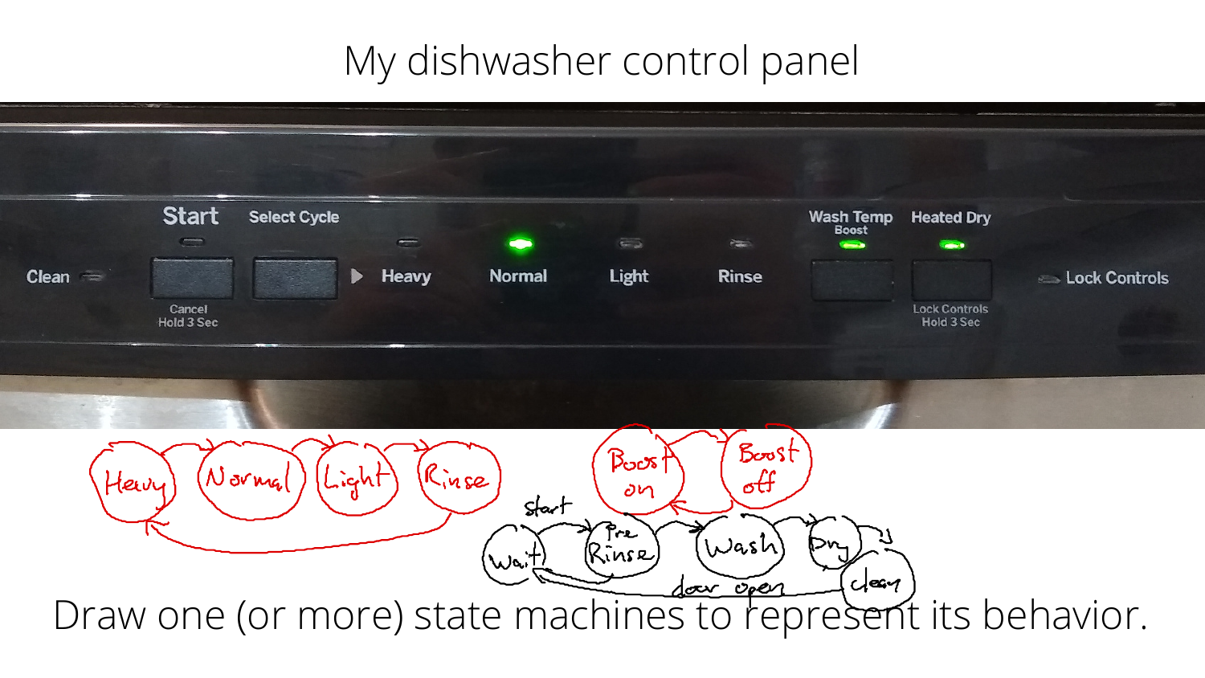# My dishwasher control panel

Draw one (or more) state machines to represent its behavior.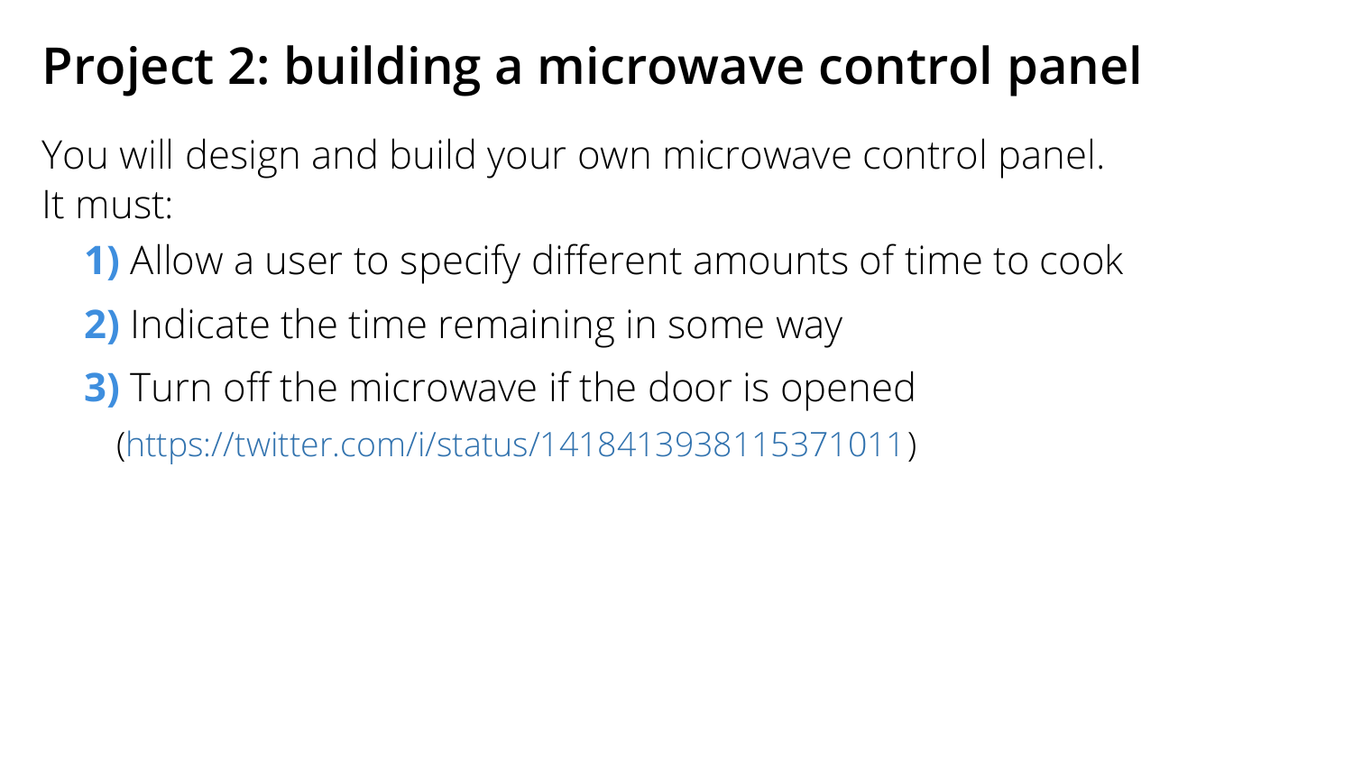# Project 2: building a microwave control panel

You will design and build your own microwave control panel.
It must:

1) Allow a user to specify different amounts of time to cook
2) Indicate the time remaining in some way
3) Turn off the microwave if the door is opened
   (https://twitter.com/i/status/1418413938115371011)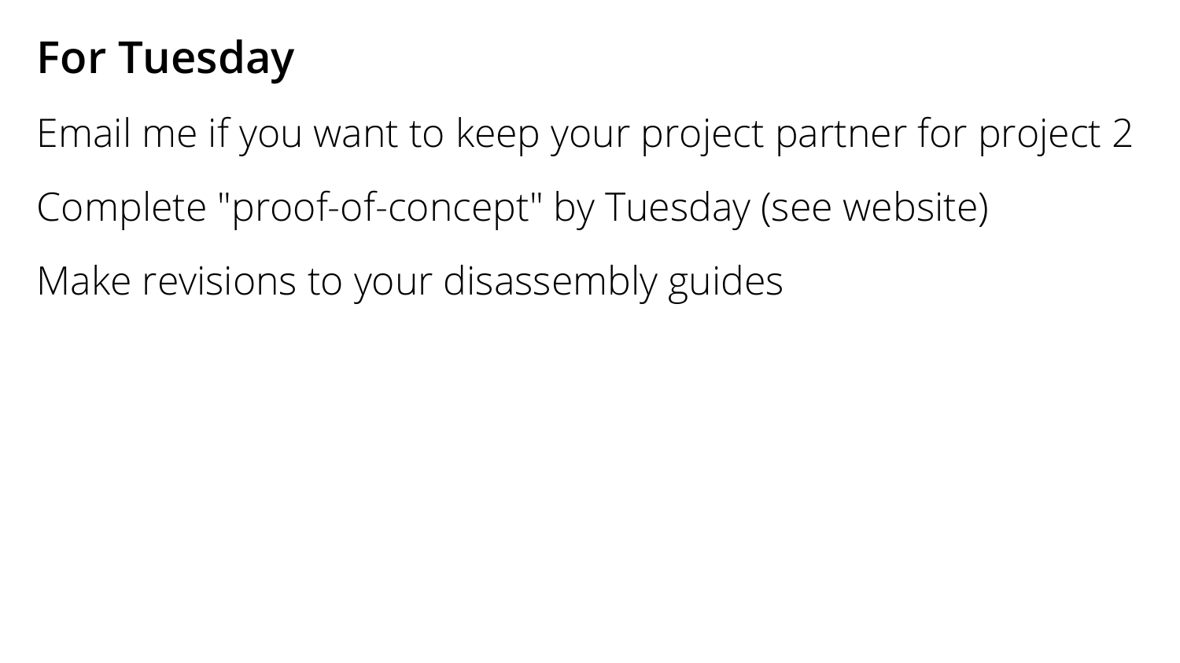# For Tuesday

Email me if you want to keep your project partner for project 2

Complete "proof-of-concept" by Tuesday (see website)

Make revisions to your disassembly guides